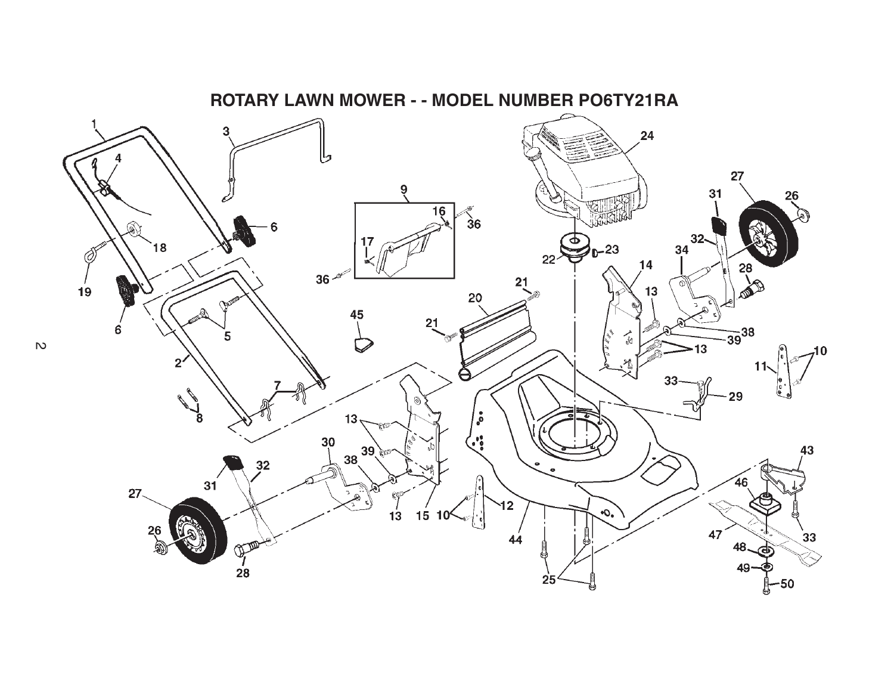# ROTARY LAWN MOWER - - MODEL NUMBER PO6TY21RA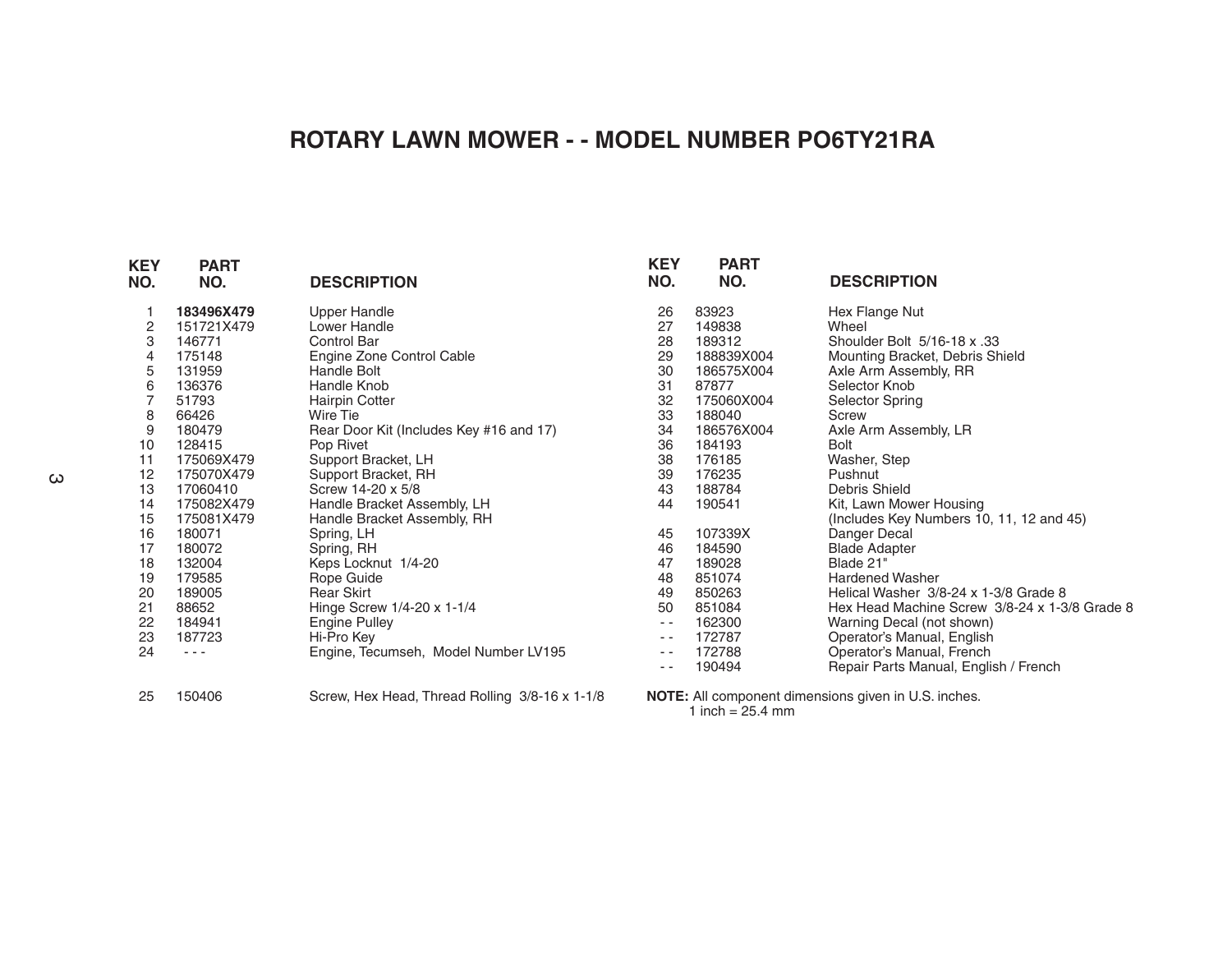# ROTARY LAWN MOWER - - MODEL NUMBER PO6TY21RA

| KEY NO. | PART NO. | DESCRIPTION |
|---|---|---|
| 1 | **183496X479** | Upper Handle |
| 2 | 151721X479 | Lower Handle |
| 3 | 146771 | Control Bar |
| 4 | 175148 | Engine Zone Control Cable |
| 5 | 131959 | Handle Bolt |
| 6 | 136376 | Handle Knob |
| 7 | 51793 | Hairpin Cotter |
| 8 | 66426 | Wire Tie |
| 9 | 180479 | Rear Door Kit (Includes Key #16 and 17) |
| 10 | 128415 | Pop Rivet |
| 11 | 175069X479 | Support Bracket, LH |
| 12 | 175070X479 | Support Bracket, RH |
| 13 | 17060410 | Screw 14-20 x 5/8 |
| 14 | 175082X479 | Handle Bracket Assembly, LH |
| 15 | 175081X479 | Handle Bracket Assembly, RH |
| 16 | 180071 | Spring, LH |
| 17 | 180072 | Spring, RH |
| 18 | 132004 | Keps Locknut 1/4-20 |
| 19 | 179585 | Rope Guide |
| 20 | 189005 | Rear Skirt |
| 21 | 88652 | Hinge Screw 1/4-20 x 1-1/4 |
| 22 | 184941 | Engine Pulley |
| 23 | 187723 | Hi-Pro Key |
| 24 | - - - | Engine, Tecumseh, Model Number LV195 |
| 25 | 150406 | Screw, Hex Head, Thread Rolling 3/8-16 x 1-1/8 |
| 26 | 83923 | Hex Flange Nut |
| 27 | 149838 | Wheel |
| 28 | 189312 | Shoulder Bolt 5/16-18 x .33 |
| 29 | 188839X004 | Mounting Bracket, Debris Shield |
| 30 | 186575X004 | Axle Arm Assembly, RR |
| 31 | 87877 | Selector Knob |
| 32 | 175060X004 | Selector Spring |
| 33 | 188040 | Screw |
| 34 | 186576X004 | Axle Arm Assembly, LR |
| 36 | 184193 | Bolt |
| 38 | 176185 | Washer, Step |
| 39 | 176235 | Pushnut |
| 43 | 188784 | Debris Shield |
| 44 | 190541 | Kit, Lawn Mower Housing (Includes Key Numbers 10, 11, 12 and 45) |
| 45 | 107339X | Danger Decal |
| 46 | 184590 | Blade Adapter |
| 47 | 189028 | Blade 21" |
| 48 | 851074 | Hardened Washer |
| 49 | 850263 | Helical Washer 3/8-24 x 1-3/8 Grade 8 |
| 50 | 851084 | Hex Head Machine Screw 3/8-24 x 1-3/8 Grade 8 |
| - - | 162300 | Warning Decal (not shown) |
| - - | 172787 | Operator's Manual, English |
| - - | 172788 | Operator's Manual, French |
| - - | 190494 | Repair Parts Manual, English / French |

**NOTE:** All component dimensions given in U.S. inches.
1 inch = 25.4 mm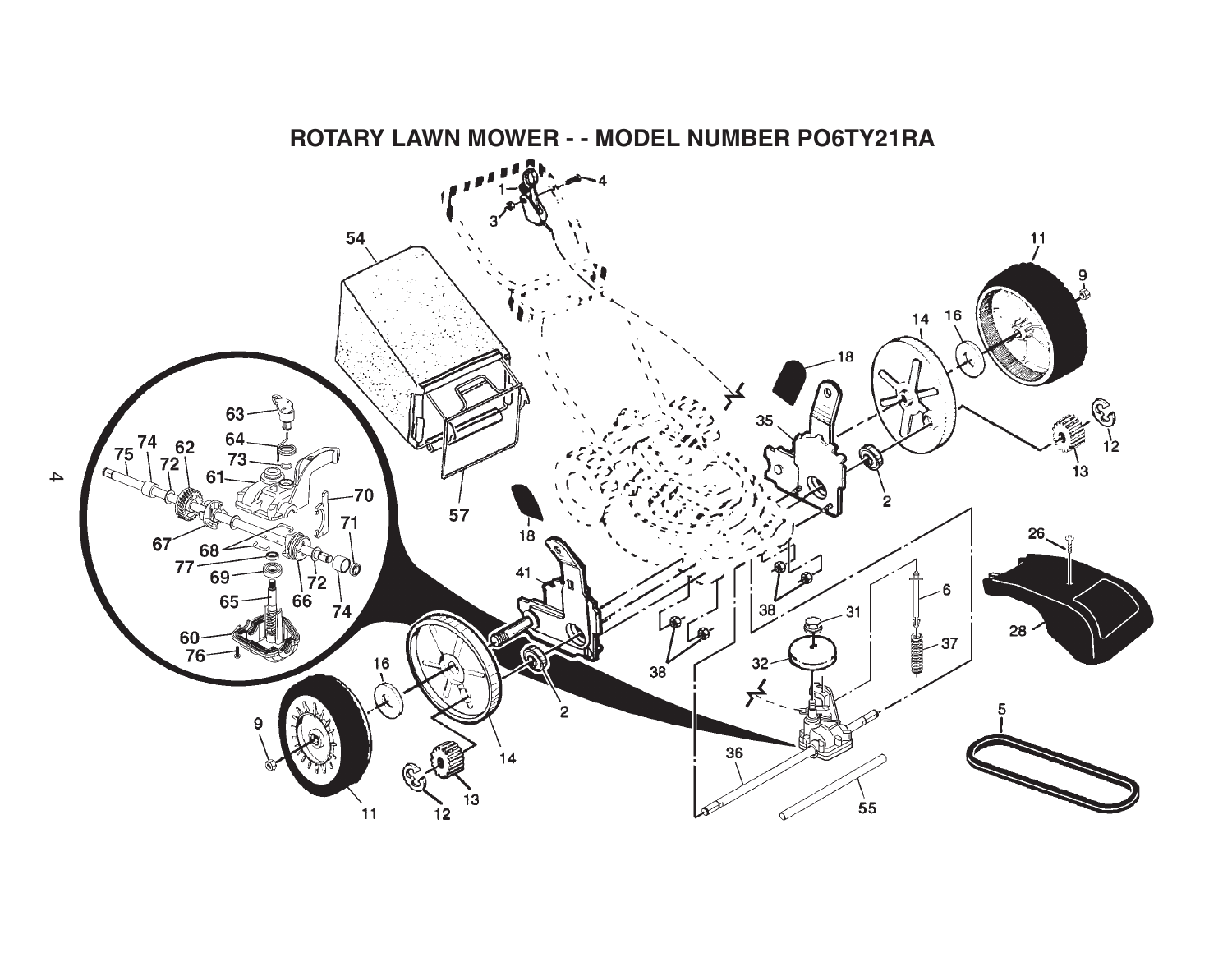# ROTARY LAWN MOWER - - MODEL NUMBER PO6TY21RA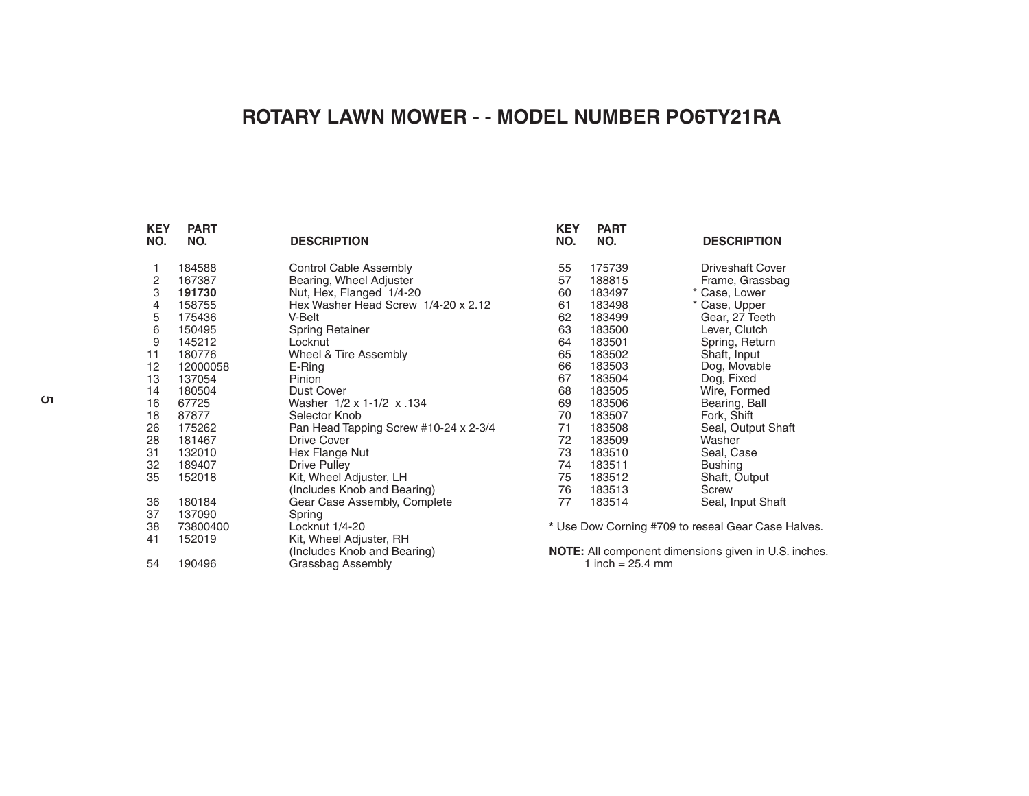# ROTARY LAWN MOWER - - MODEL NUMBER PO6TY21RA

| KEY NO. | PART NO. | DESCRIPTION |
|---|---|---|
| 1 | 184588 | Control Cable Assembly |
| 2 | 167387 | Bearing, Wheel Adjuster |
| 3 | **191730** | Nut, Hex, Flanged 1/4-20 |
| 4 | 158755 | Hex Washer Head Screw 1/4-20 x 2.12 |
| 5 | 175436 | V-Belt |
| 6 | 150495 | Spring Retainer |
| 9 | 145212 | Locknut |
| 11 | 180776 | Wheel & Tire Assembly |
| 12 | 12000058 | E-Ring |
| 13 | 137054 | Pinion |
| 14 | 180504 | Dust Cover |
| 16 | 67725 | Washer 1/2 x 1-1/2 x .134 |
| 18 | 87877 | Selector Knob |
| 26 | 175262 | Pan Head Tapping Screw #10-24 x 2-3/4 |
| 28 | 181467 | Drive Cover |
| 31 | 132010 | Hex Flange Nut |
| 32 | 189407 | Drive Pulley |
| 35 | 152018 | Kit, Wheel Adjuster, LH (Includes Knob and Bearing) |
| 36 | 180184 | Gear Case Assembly, Complete |
| 37 | 137090 | Spring |
| 38 | 73800400 | Locknut 1/4-20 |
| 41 | 152019 | Kit, Wheel Adjuster, RH (Includes Knob and Bearing) |
| 54 | 190496 | Grassbag Assembly |
| 55 | 175739 | Driveshaft Cover |
| 57 | 188815 | Frame, Grassbag |
| 60 | 183497 | * Case, Lower |
| 61 | 183498 | * Case, Upper |
| 62 | 183499 | Gear, 27 Teeth |
| 63 | 183500 | Lever, Clutch |
| 64 | 183501 | Spring, Return |
| 65 | 183502 | Shaft, Input |
| 66 | 183503 | Dog, Movable |
| 67 | 183504 | Dog, Fixed |
| 68 | 183505 | Wire, Formed |
| 69 | 183506 | Bearing, Ball |
| 70 | 183507 | Fork, Shift |
| 71 | 183508 | Seal, Output Shaft |
| 72 | 183509 | Washer |
| 73 | 183510 | Seal, Case |
| 74 | 183511 | Bushing |
| 75 | 183512 | Shaft, Output |
| 76 | 183513 | Screw |
| 77 | 183514 | Seal, Input Shaft |

**\*** Use Dow Corning #709 to reseal Gear Case Halves.

**NOTE:** All component dimensions given in U.S. inches.
1 inch = 25.4 mm